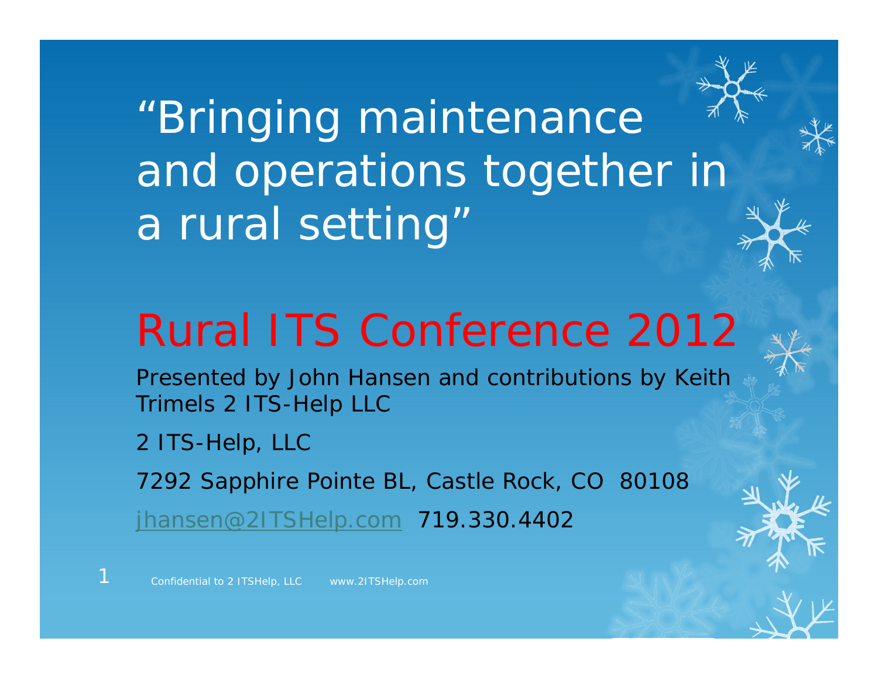# "Bringing maintenance and operations together in a rural setting"

## Rural ITS Conference 2012

Presented by John Hansen and contributions by Keith Trimels 2 ITS-Help LLC

2 ITS-Help, LLC

7292 Sapphire Pointe BL, Castle Rock, CO 80108

jhansen@2ITSHelp.com 719.330.4402

Confidential to 2 ITSHelp, LLC www.2ITSHelp.com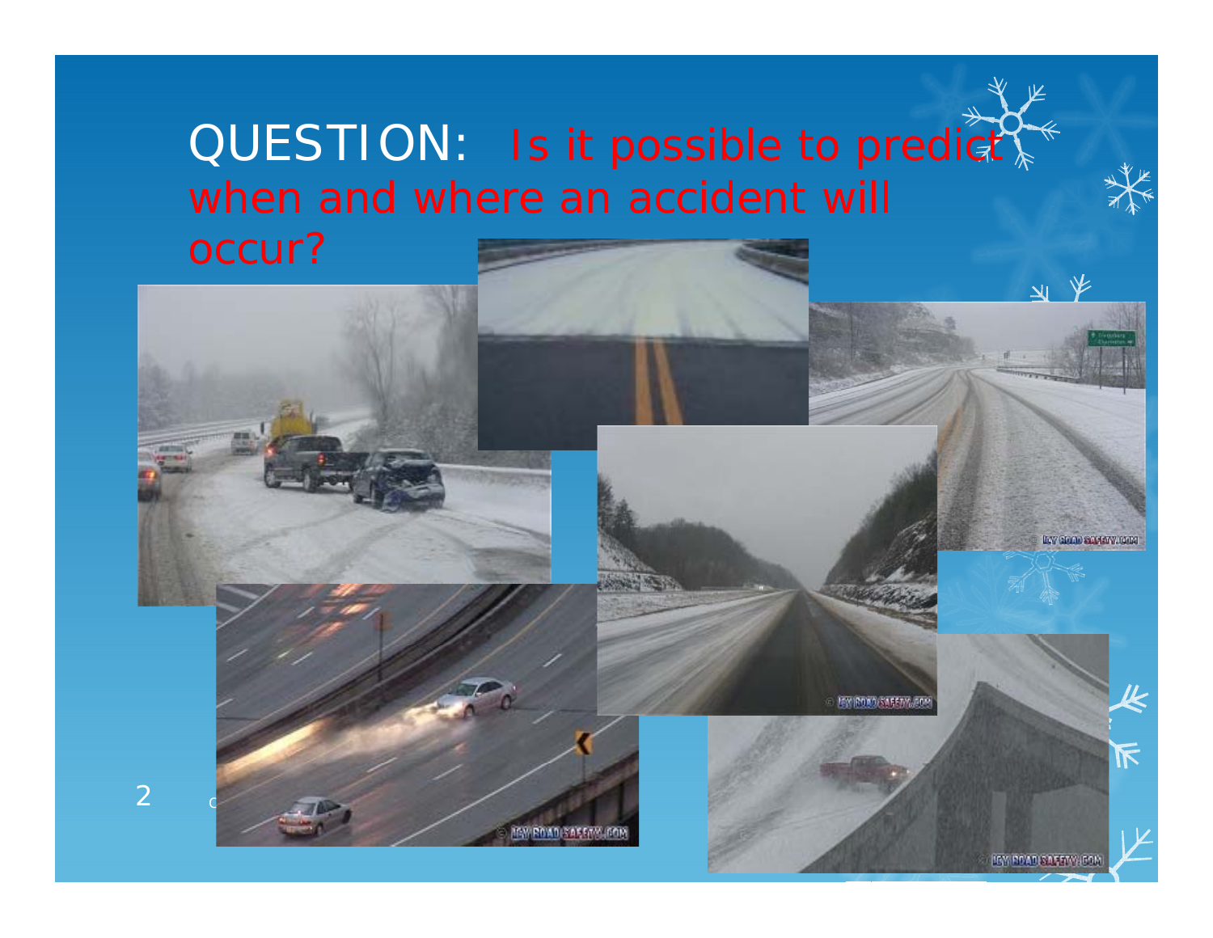# QUESTION: Is it possible to predict when and where an accident will occur?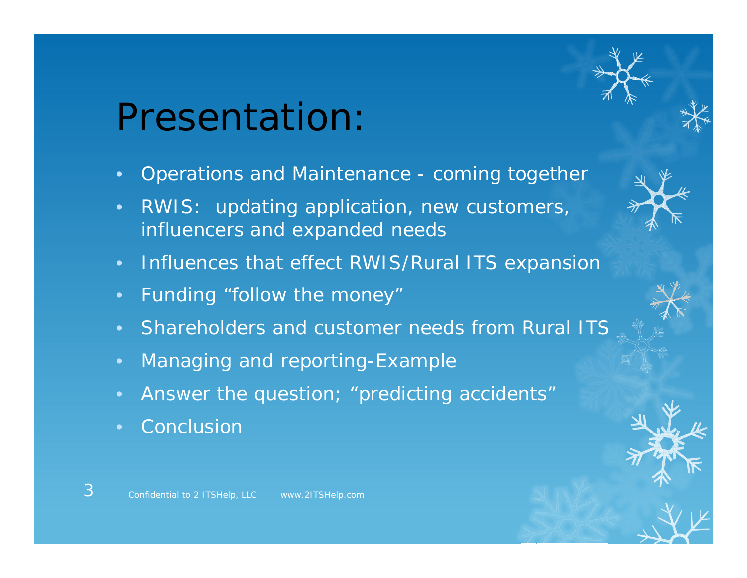# Presentation:

- Operations and Maintenance - coming together
- RWIS: updating application, new customers, influencers and expanded needs
- Influences that effect RWIS/Rural ITS expansion
- Funding "follow the money"
- Shareholders and customer needs from Rural ITS
- Managing and reporting-Example
- Answer the question; "predicting accidents"
- Conclusion

Confidential to 2 ITSHelp, LLC    www.2ITSHelp.com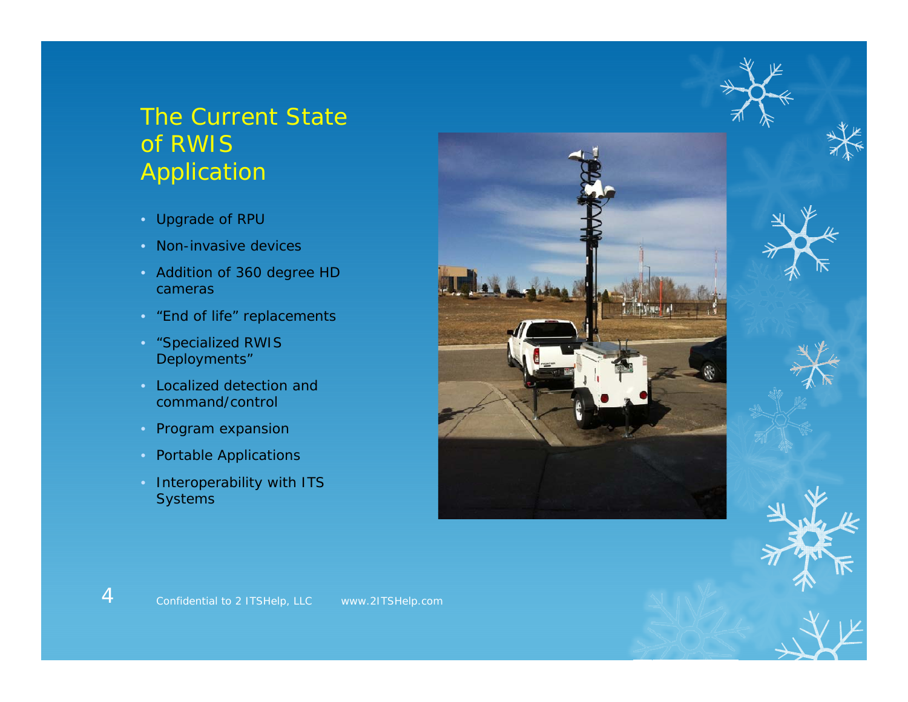# The Current State of RWIS Application

- Upgrade of RPU
- Non-invasive devices
- Addition of 360 degree HD cameras
- “End of life” replacements
- “Specialized RWIS Deployments”
- Localized detection and command/control
- Program expansion
- Portable Applications
- Interoperability with ITS Systems

Confidential to 2 ITSHelp, LLC www.2ITSHelp.com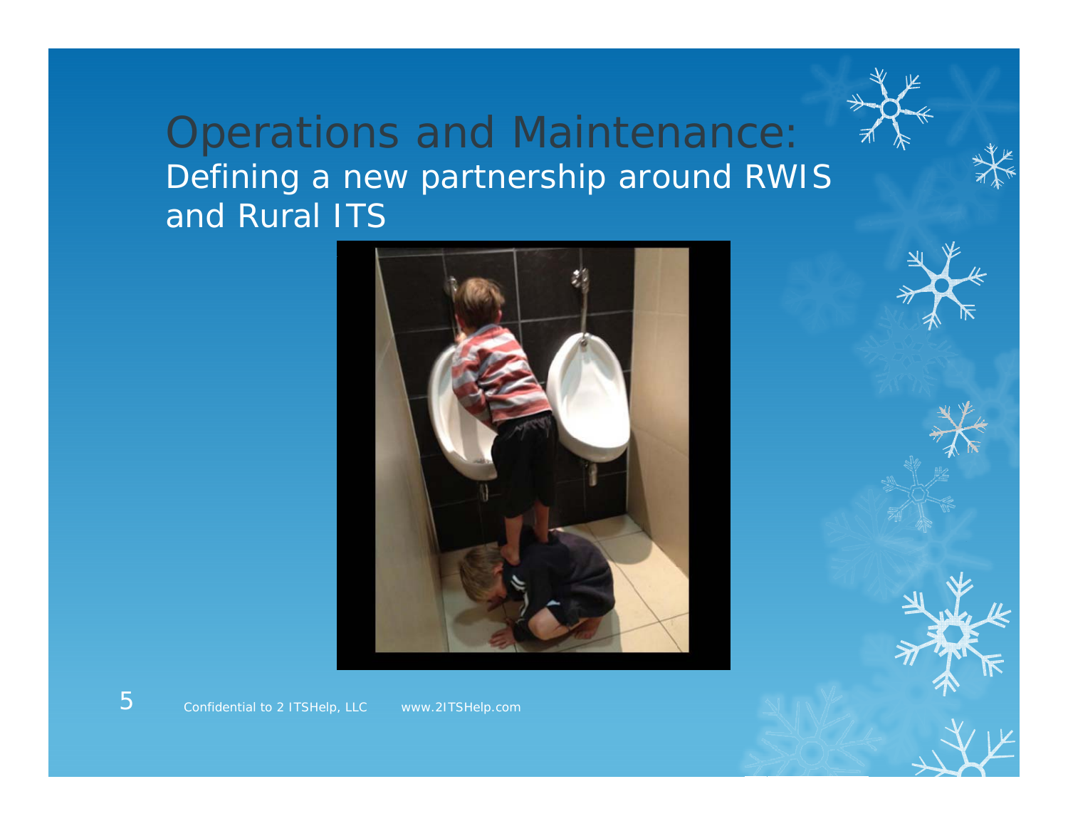# Operations and Maintenance:

## Defining a new partnership around RWIS and Rural ITS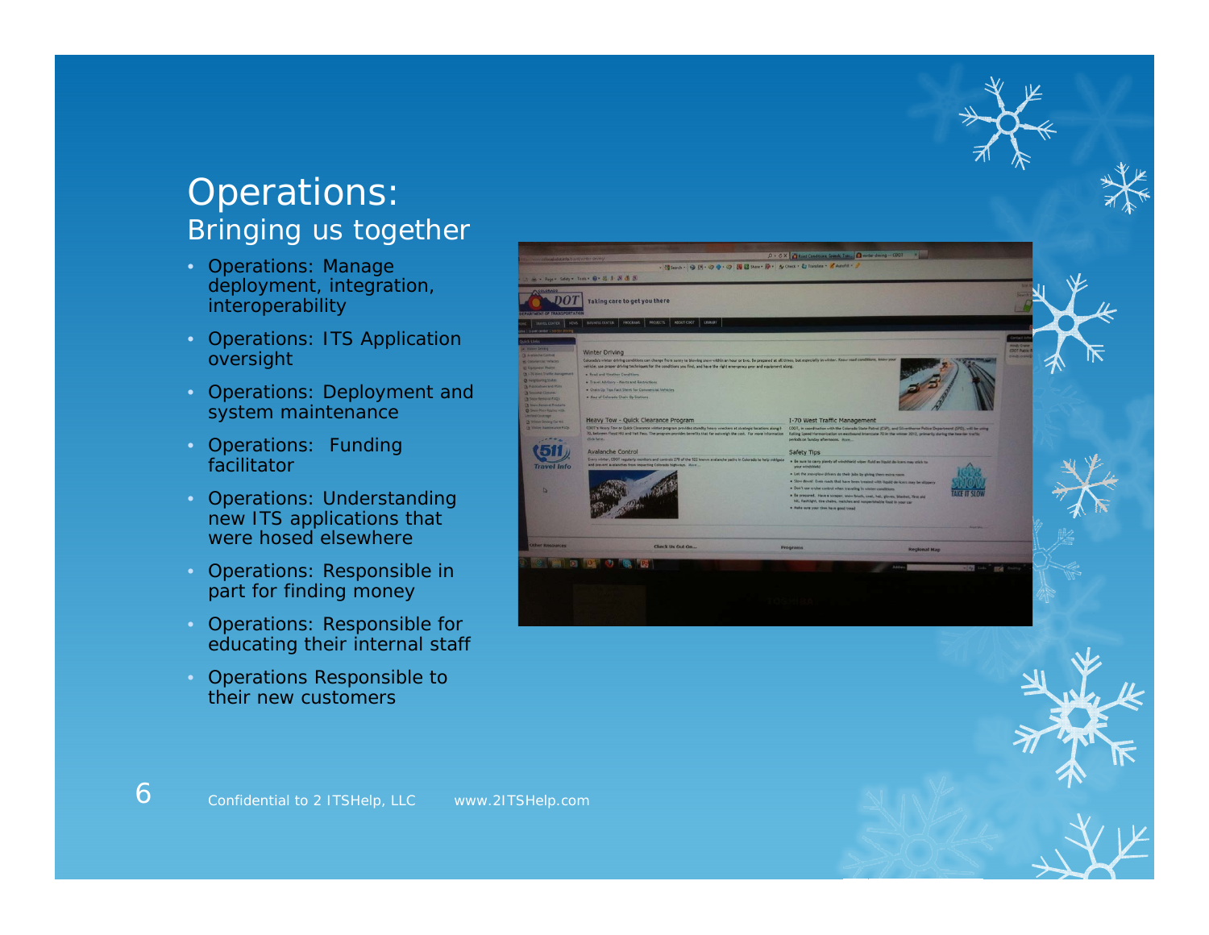# Operations:
## Bringing us together

- Operations: Manage deployment, integration, interoperability
- Operations: ITS Application oversight
- Operations: Deployment and system maintenance
- Operations:  Funding facilitator
- Operations: Understanding new ITS applications that were hosed elsewhere
- Operations: Responsible in part for finding money
- Operations: Responsible for educating their internal staff
- Operations Responsible to their new customers

Confidential to 2 ITSHelp, LLC    www.2ITSHelp.com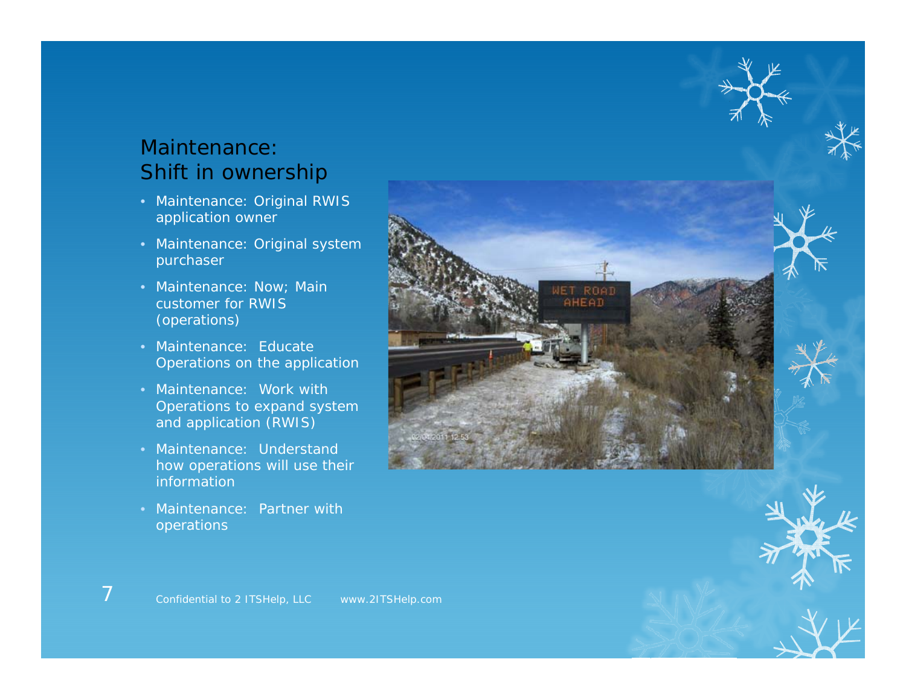# Maintenance: Shift in ownership

- Maintenance: Original RWIS application owner
- Maintenance: Original system purchaser
- Maintenance: Now; Main customer for RWIS (operations)
- Maintenance: Educate Operations on the application
- Maintenance: Work with Operations to expand system and application (RWIS)
- Maintenance: Understand how operations will use their information
- Maintenance: Partner with operations

Confidential to 2 ITSHelp, LLC www.2ITSHelp.com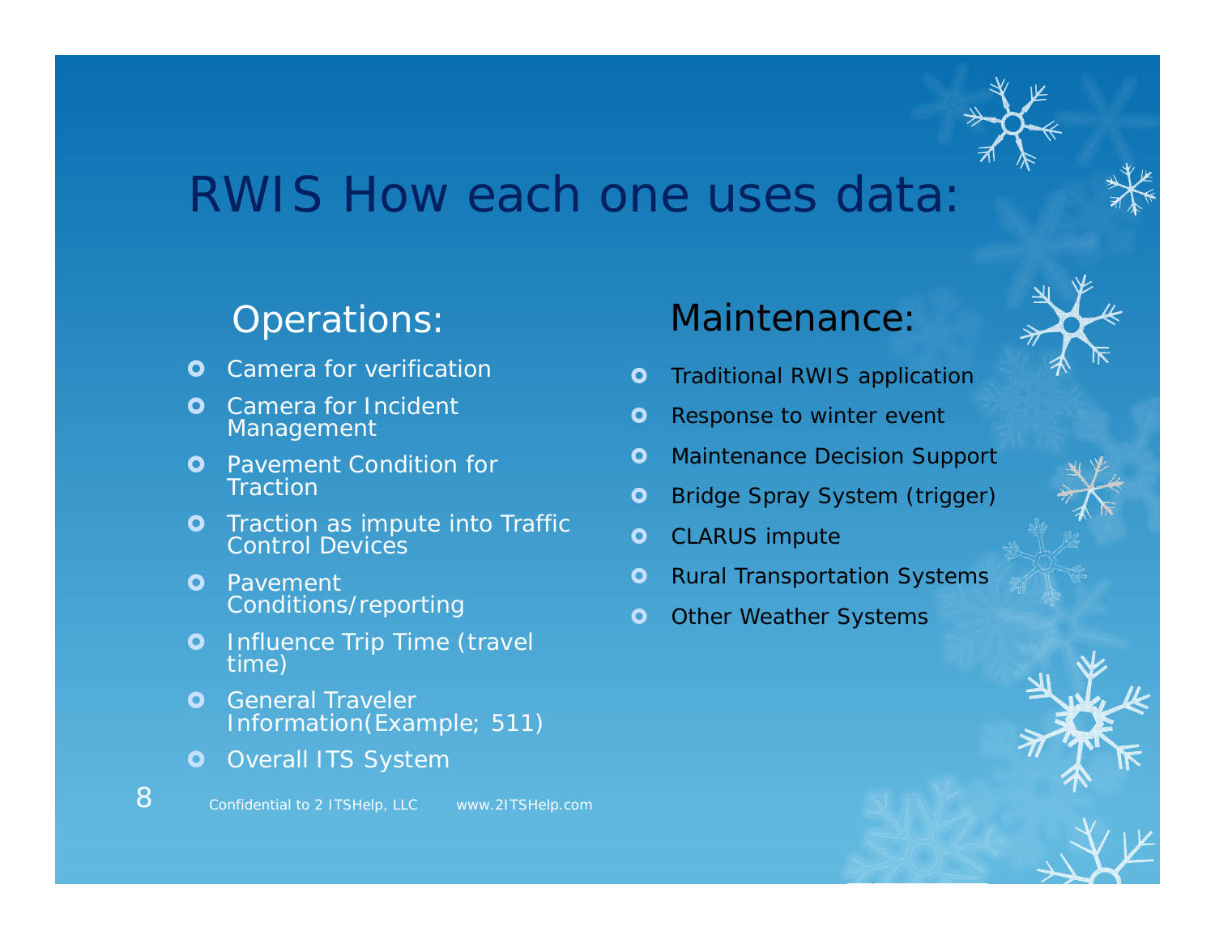# RWIS How each one uses data:

## Operations:

- Camera for verification
- Camera for Incident Management
- Pavement Condition for Traction
- Traction as impute into Traffic Control Devices
- Pavement Conditions/reporting
- Influence Trip Time (travel time)
- General Traveler Information(Example; 511)
- Overall ITS System

## Maintenance:

- Traditional RWIS application
- Response to winter event
- Maintenance Decision Support
- Bridge Spray System (trigger)
- CLARUS impute
- Rural Transportation Systems
- Other Weather Systems

Confidential to 2 ITSHelp, LLC www.2ITSHelp.com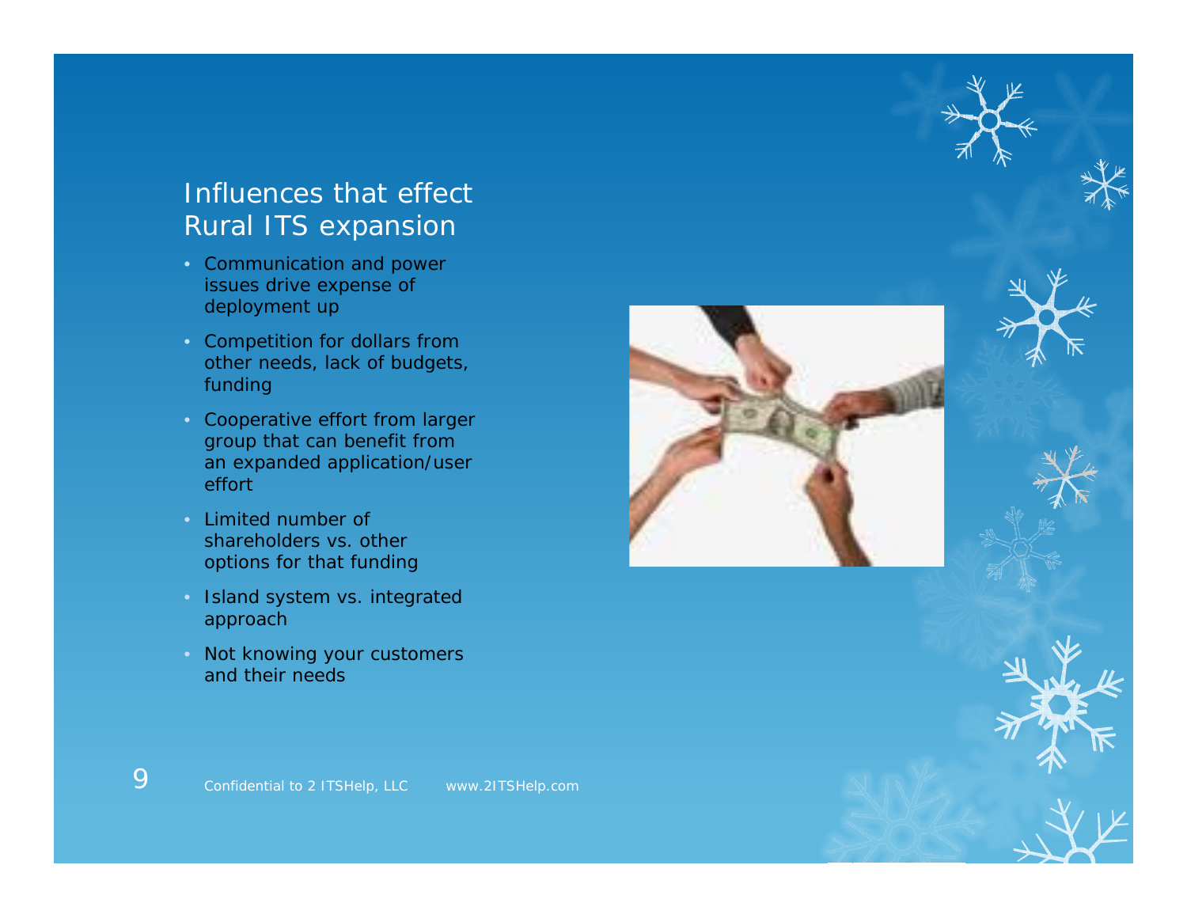## Influences that effect Rural ITS expansion

- Communication and power issues drive expense of deployment up
- Competition for dollars from other needs, lack of budgets, funding
- Cooperative effort from larger group that can benefit from an expanded application/user effort
- Limited number of shareholders vs. other options for that funding
- Island system vs. integrated approach
- Not knowing your customers and their needs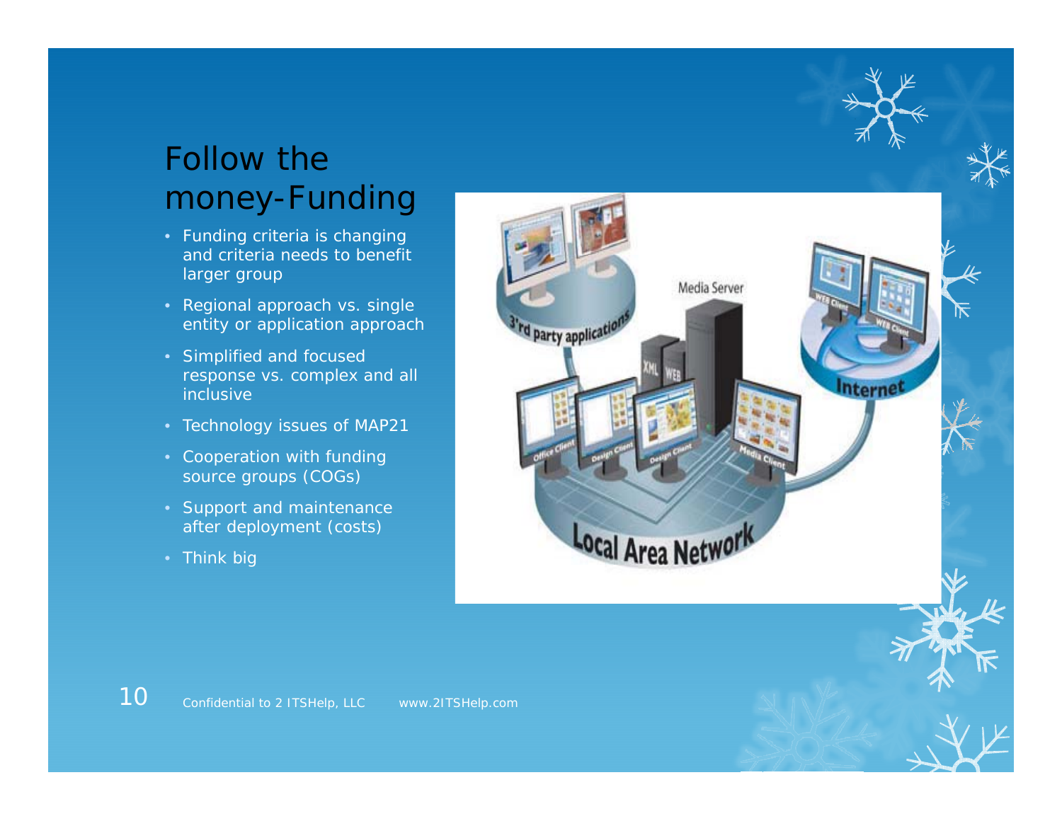# Follow the money-Funding

- Funding criteria is changing and criteria needs to benefit larger group
- Regional approach vs. single entity or application approach
- Simplified and focused response vs. complex and all inclusive
- Technology issues of MAP21
- Cooperation with funding source groups (COGs)
- Support and maintenance after deployment (costs)
- Think big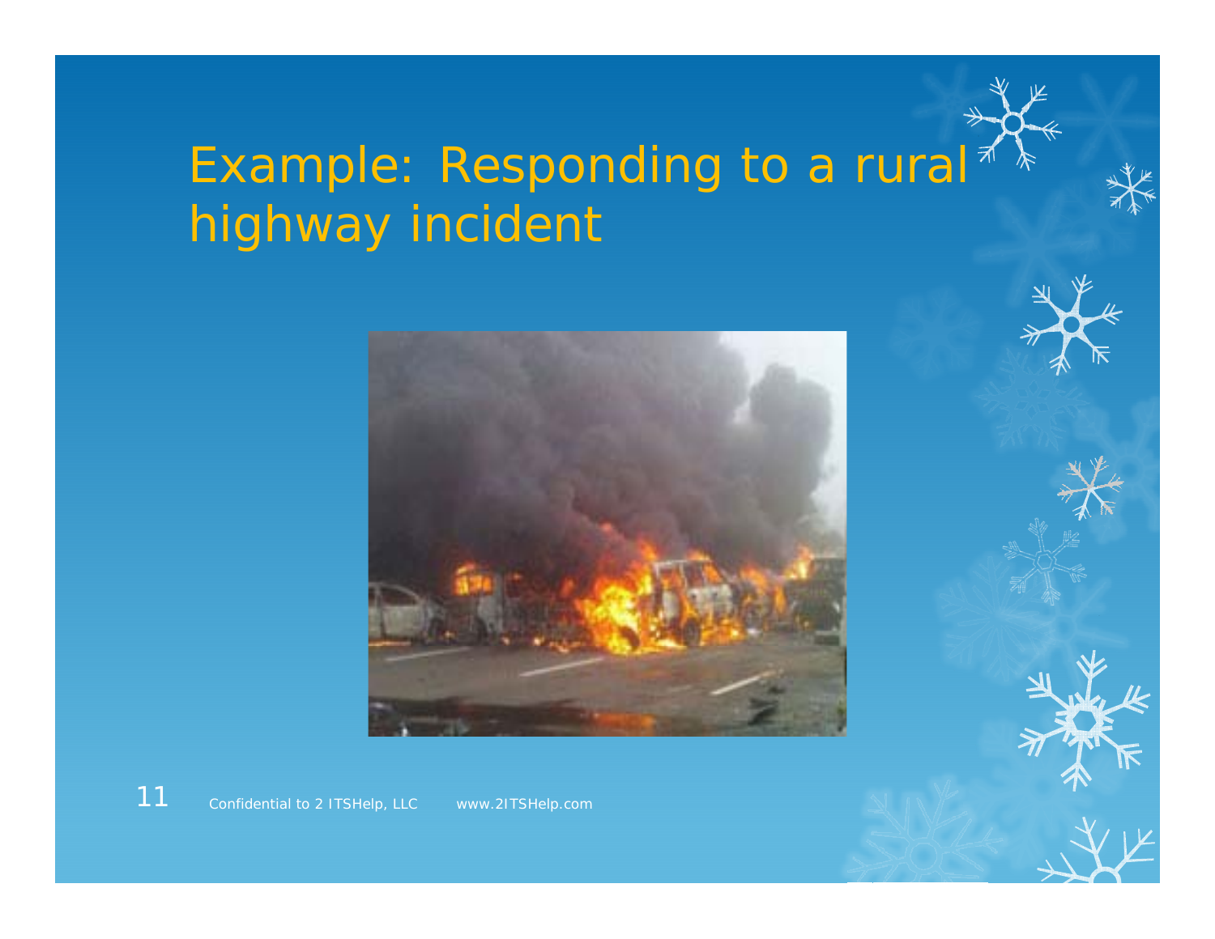# Example: Responding to a rural highway incident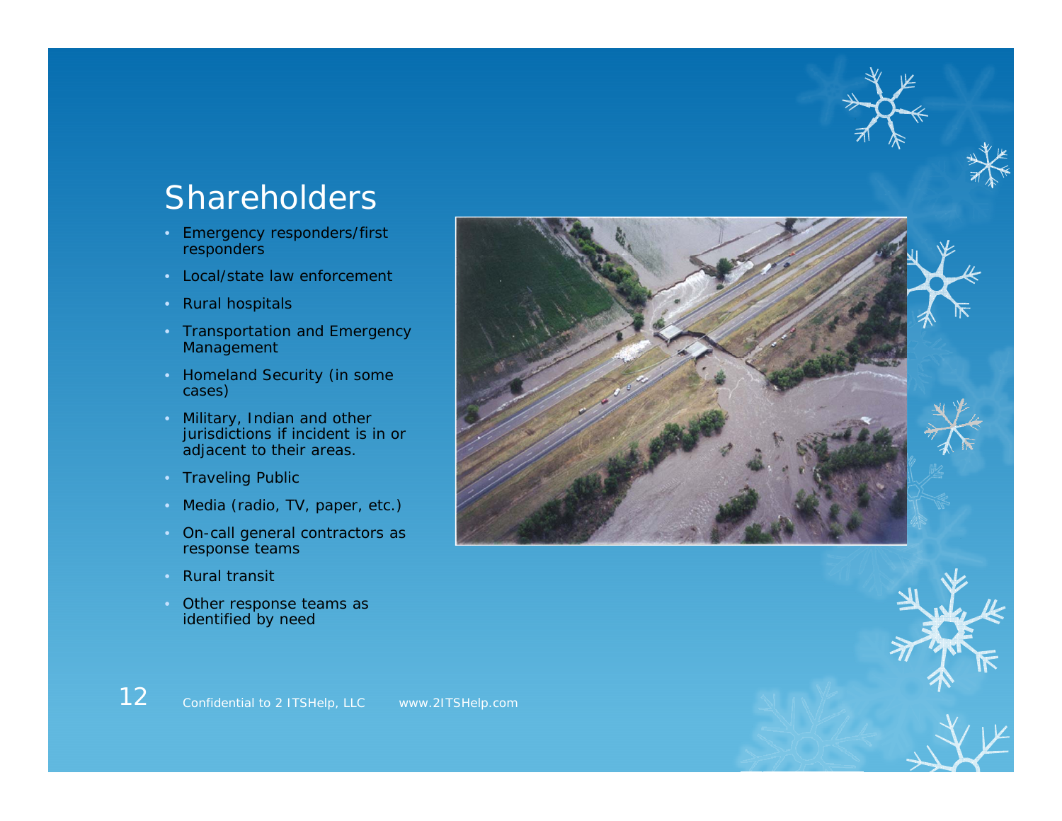# Shareholders

- Emergency responders/first responders
- Local/state law enforcement
- Rural hospitals
- Transportation and Emergency Management
- Homeland Security (in some cases)
- Military, Indian and other jurisdictions if incident is in or adjacent to their areas.
- Traveling Public
- Media (radio, TV, paper, etc.)
- On-call general contractors as response teams
- Rural transit
- Other response teams as identified by need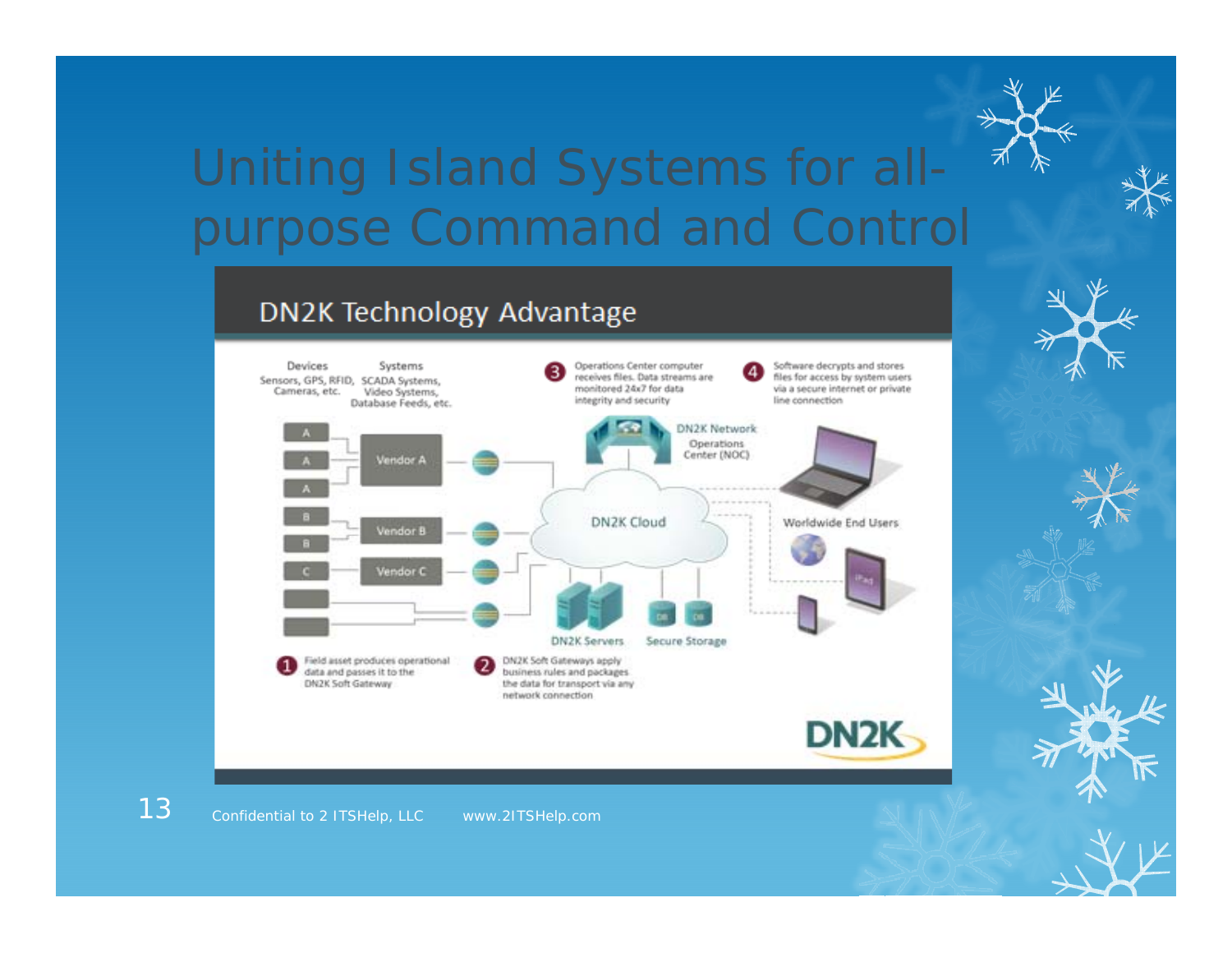# Uniting Island Systems for all-purpose Command and Control

## DN2K Technology Advantage

Devices
Sensors, GPS, RFID, Cameras, etc.

Systems
SCADA Systems, Video Systems, Database Feeds, etc.

A
A
A
B
B
C

Vendor A
Vendor B
Vendor C

DN2K Cloud

DN2K Network Operations Center (NOC)

Worldwide End Users

DN2K Servers

Secure Storage

DB DB

iPad

1. Field asset produces operational data and passes it to the DN2K Soft Gateway
2. DN2K Soft Gateways apply business rules and packages the data for transport via any network connection
3. Operations Center computer receives files. Data streams are monitored 24x7 for data integrity and security
4. Software decrypts and stores files for access by system users via a secure internet or private line connection

DN2K

Confidential to 2 ITSHelp, LLC www.2ITSHelp.com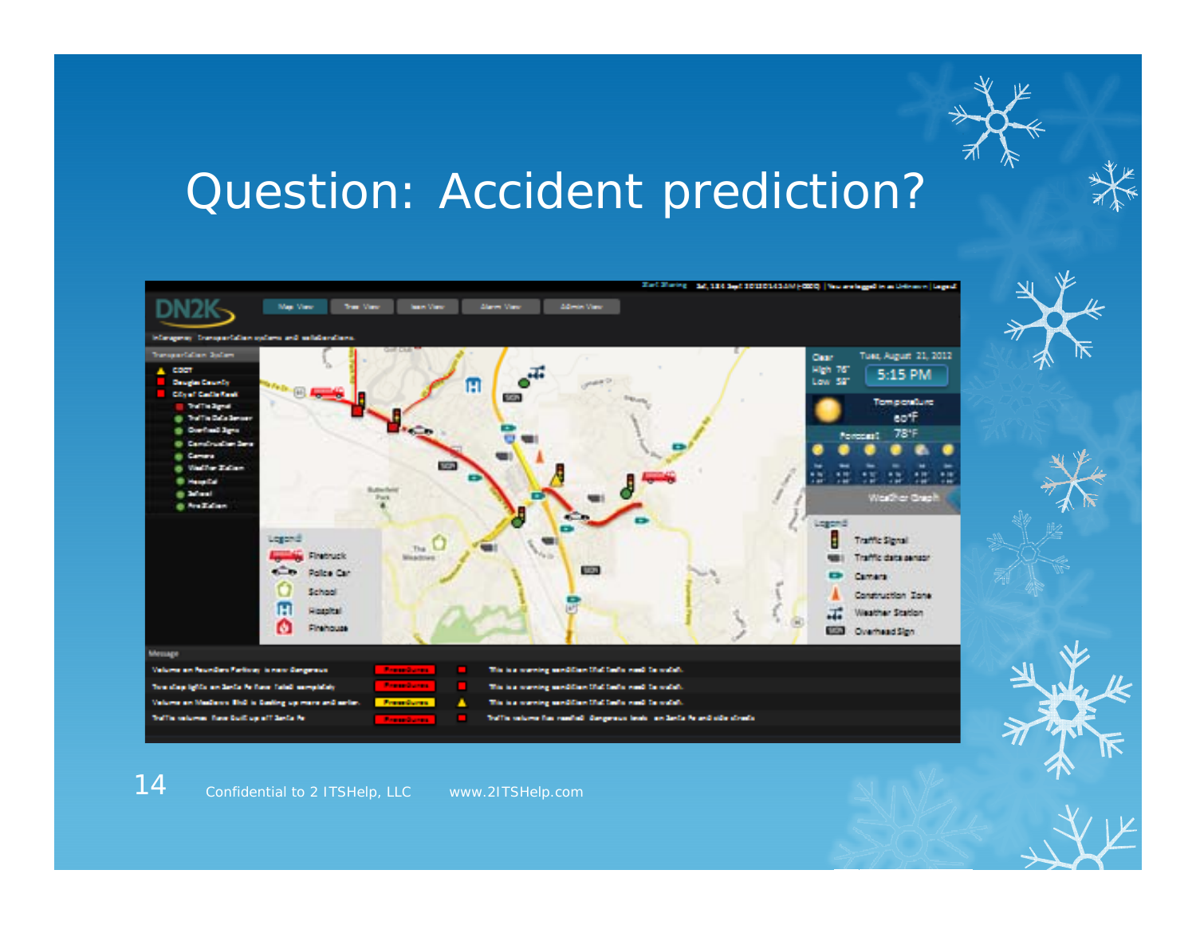# Question: Accident prediction?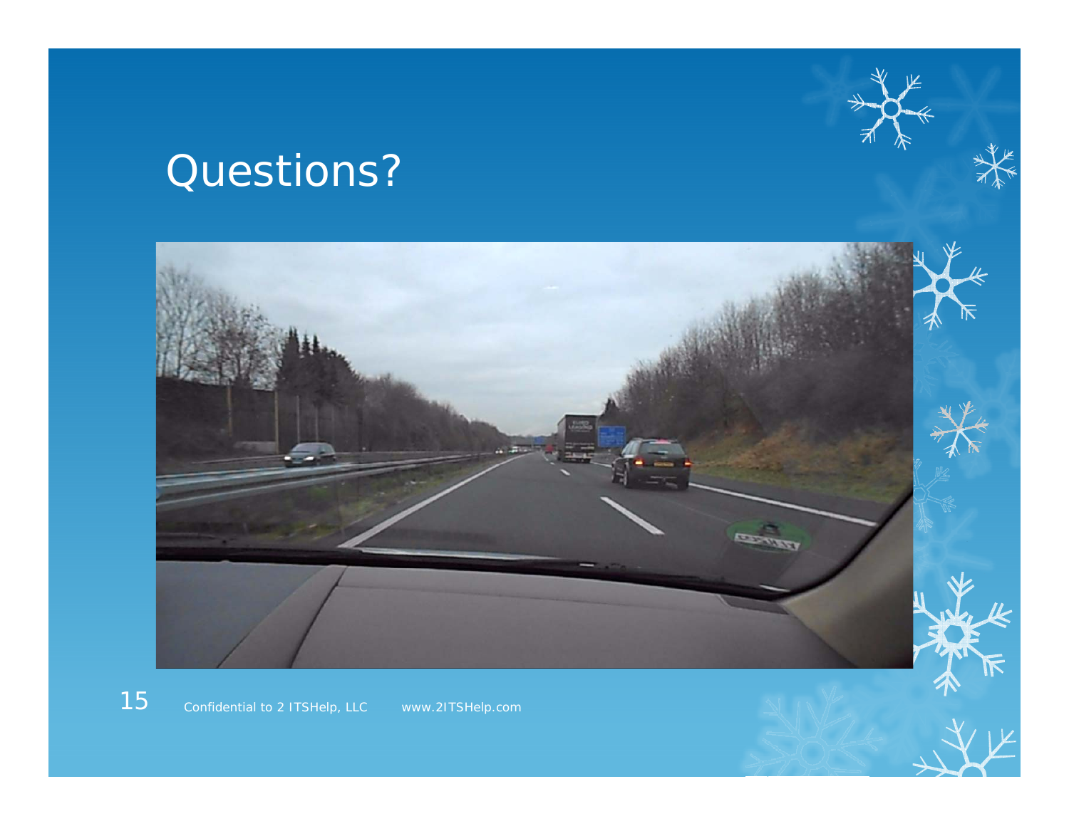# Questions?